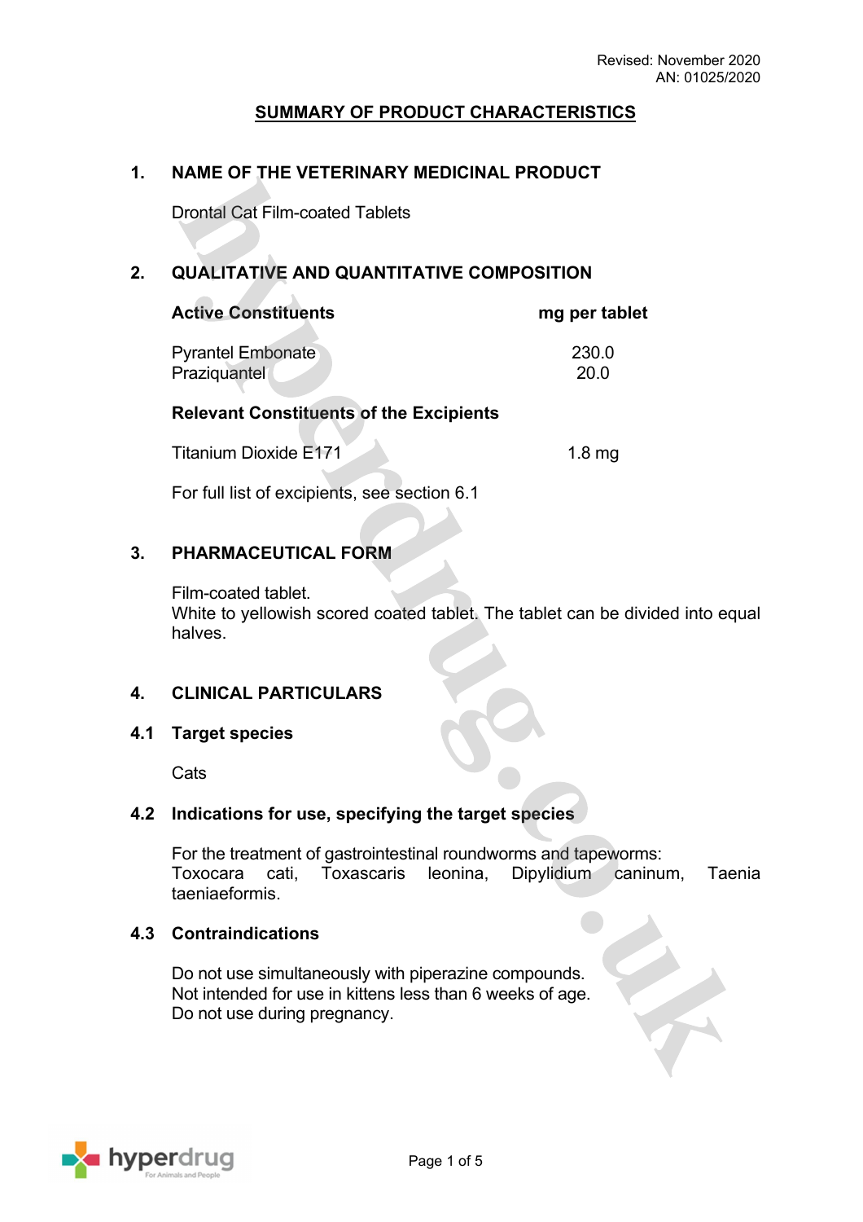Revised: November 2020
AN: 01025/2020

# SUMMARY OF PRODUCT CHARACTERISTICS

## 1. NAME OF THE VETERINARY MEDICINAL PRODUCT

Drontal Cat Film-coated Tablets

## 2. QUALITATIVE AND QUANTITATIVE COMPOSITION

| Active Constituents | mg per tablet |
|---|---|
| Pyrantel Embonate | 230.0 |
| Praziquantel | 20.0 |

**Relevant Constituents of the Excipients**

| | |
|---|---|
| Titanium Dioxide E171 | 1.8 mg |

For full list of excipients, see section 6.1

## 3. PHARMACEUTICAL FORM

Film-coated tablet.
White to yellowish scored coated tablet. The tablet can be divided into equal halves.

## 4. CLINICAL PARTICULARS

### 4.1 Target species

Cats

### 4.2 Indications for use, specifying the target species

For the treatment of gastrointestinal roundworms and tapeworms:
Toxocara cati, Toxascaris leonina, Dipylidium caninum, Taenia taeniaeformis.

### 4.3 Contraindications

Do not use simultaneously with piperazine compounds.
Not intended for use in kittens less than 6 weeks of age.
Do not use during pregnancy.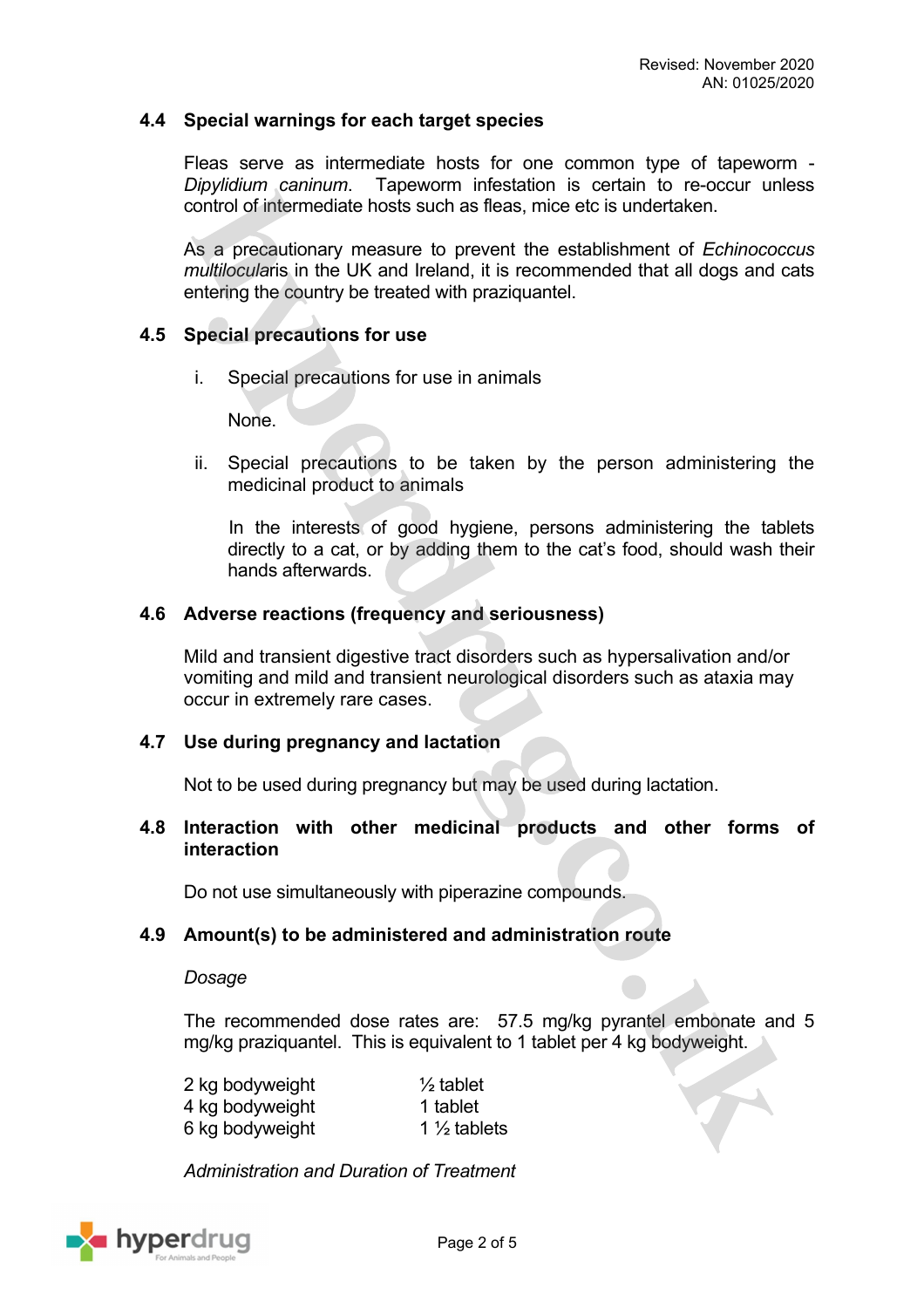## 4.4 Special warnings for each target species

Fleas serve as intermediate hosts for one common type of tapeworm - *Dipylidium caninum*. Tapeworm infestation is certain to re-occur unless control of intermediate hosts such as fleas, mice etc is undertaken.

As a precautionary measure to prevent the establishment of *Echinococcus multilocularis* in the UK and Ireland, it is recommended that all dogs and cats entering the country be treated with praziquantel.

## 4.5 Special precautions for use

i. Special precautions for use in animals

   None.

ii. Special precautions to be taken by the person administering the medicinal product to animals

   In the interests of good hygiene, persons administering the tablets directly to a cat, or by adding them to the cat's food, should wash their hands afterwards.

## 4.6 Adverse reactions (frequency and seriousness)

Mild and transient digestive tract disorders such as hypersalivation and/or vomiting and mild and transient neurological disorders such as ataxia may occur in extremely rare cases.

## 4.7 Use during pregnancy and lactation

Not to be used during pregnancy but may be used during lactation.

## 4.8 Interaction with other medicinal products and other forms of interaction

Do not use simultaneously with piperazine compounds.

## 4.9 Amount(s) to be administered and administration route

*Dosage*

The recommended dose rates are: 57.5 mg/kg pyrantel embonate and 5 mg/kg praziquantel. This is equivalent to 1 tablet per 4 kg bodyweight.

| | |
|---|---|
| 2 kg bodyweight | ½ tablet |
| 4 kg bodyweight | 1 tablet |
| 6 kg bodyweight | 1 ½ tablets |

*Administration and Duration of Treatment*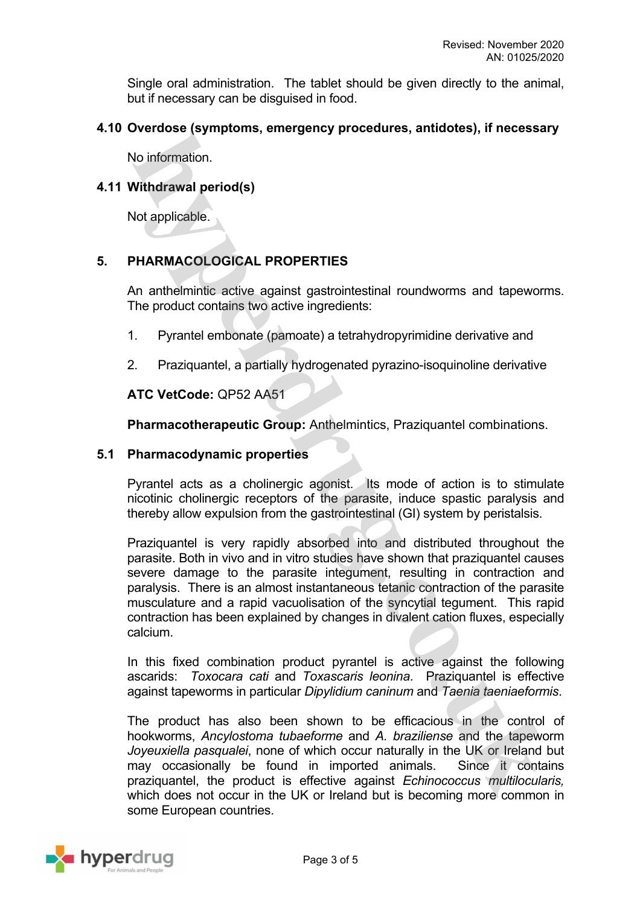Single oral administration. The tablet should be given directly to the animal, but if necessary can be disguised in food.

## 4.10 Overdose (symptoms, emergency procedures, antidotes), if necessary

No information.

## 4.11 Withdrawal period(s)

Not applicable.

# 5. PHARMACOLOGICAL PROPERTIES

An anthelmintic active against gastrointestinal roundworms and tapeworms. The product contains two active ingredients:

1. Pyrantel embonate (pamoate) a tetrahydropyrimidine derivative and

2. Praziquantel, a partially hydrogenated pyrazino-isoquinoline derivative

**ATC VetCode:** QP52 AA51

**Pharmacotherapeutic Group:** Anthelmintics, Praziquantel combinations.

## 5.1 Pharmacodynamic properties

Pyrantel acts as a cholinergic agonist. Its mode of action is to stimulate nicotinic cholinergic receptors of the parasite, induce spastic paralysis and thereby allow expulsion from the gastrointestinal (GI) system by peristalsis.

Praziquantel is very rapidly absorbed into and distributed throughout the parasite. Both in vivo and in vitro studies have shown that praziquantel causes severe damage to the parasite integument, resulting in contraction and paralysis. There is an almost instantaneous tetanic contraction of the parasite musculature and a rapid vacuolisation of the syncytial tegument. This rapid contraction has been explained by changes in divalent cation fluxes, especially calcium.

In this fixed combination product pyrantel is active against the following ascarids: *Toxocara cati* and *Toxascaris leonina*. Praziquantel is effective against tapeworms in particular *Dipylidium caninum* and *Taenia taeniaeformis*.

The product has also been shown to be efficacious in the control of hookworms, *Ancylostoma tubaeforme* and *A. braziliense* and the tapeworm *Joyeuxiella pasqualei*, none of which occur naturally in the UK or Ireland but may occasionally be found in imported animals. Since it contains praziquantel, the product is effective against *Echinococcus multilocularis,* which does not occur in the UK or Ireland but is becoming more common in some European countries.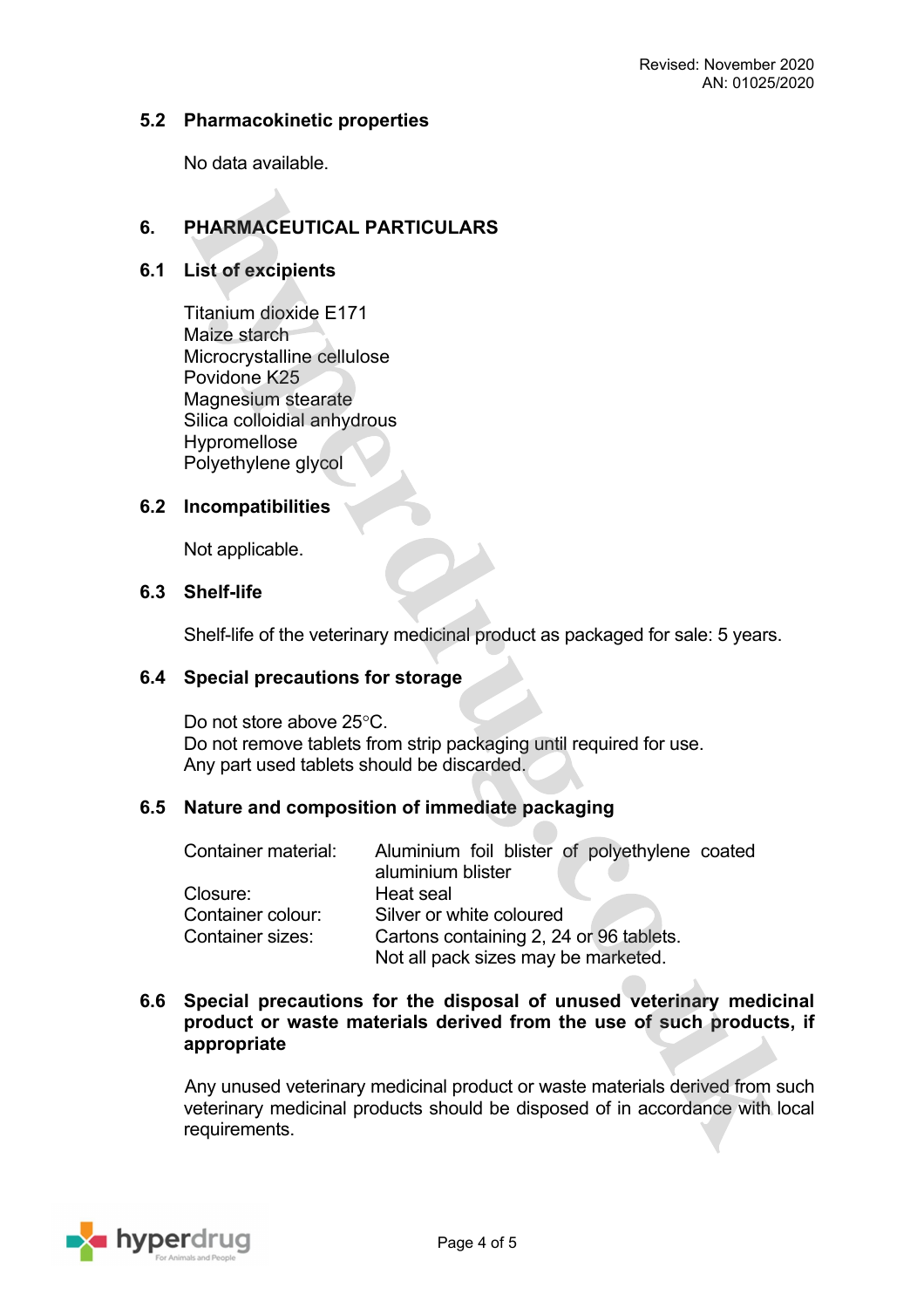### 5.2 Pharmacokinetic properties

No data available.

## 6. PHARMACEUTICAL PARTICULARS

### 6.1 List of excipients

Titanium dioxide E171
Maize starch
Microcrystalline cellulose
Povidone K25
Magnesium stearate
Silica colloidial anhydrous
Hypromellose
Polyethylene glycol

### 6.2 Incompatibilities

Not applicable.

### 6.3 Shelf-life

Shelf-life of the veterinary medicinal product as packaged for sale: 5 years.

### 6.4 Special precautions for storage

Do not store above 25°C.
Do not remove tablets from strip packaging until required for use.
Any part used tablets should be discarded.

### 6.5 Nature and composition of immediate packaging

| | |
|---|---|
| Container material: | Aluminium foil blister of polyethylene coated aluminium blister |
| Closure: | Heat seal |
| Container colour: | Silver or white coloured |
| Container sizes: | Cartons containing 2, 24 or 96 tablets. Not all pack sizes may be marketed. |

### 6.6 Special precautions for the disposal of unused veterinary medicinal product or waste materials derived from the use of such products, if appropriate

Any unused veterinary medicinal product or waste materials derived from such veterinary medicinal products should be disposed of in accordance with local requirements.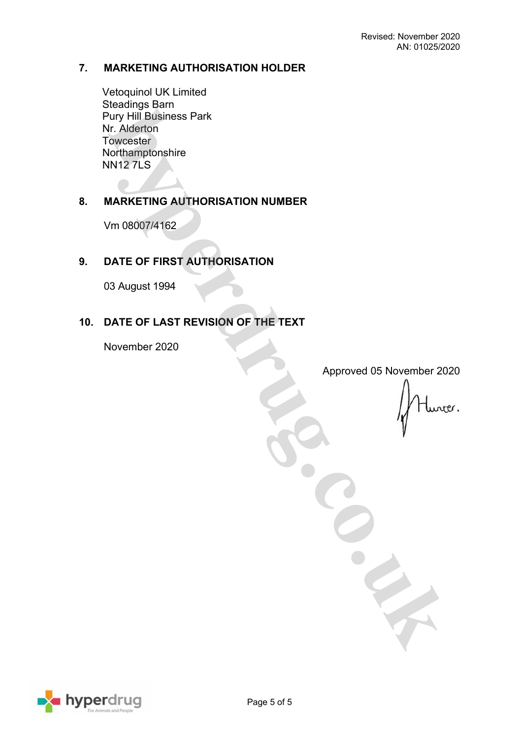## 7. MARKETING AUTHORISATION HOLDER

Vetoquinol UK Limited
Steadings Barn
Pury Hill Business Park
Nr. Alderton
Towcester
Northamptonshire
NN12 7LS

## 8. MARKETING AUTHORISATION NUMBER

Vm 08007/4162

## 9. DATE OF FIRST AUTHORISATION

03 August 1994

## 10. DATE OF LAST REVISION OF THE TEXT

November 2020

Approved 05 November 2020